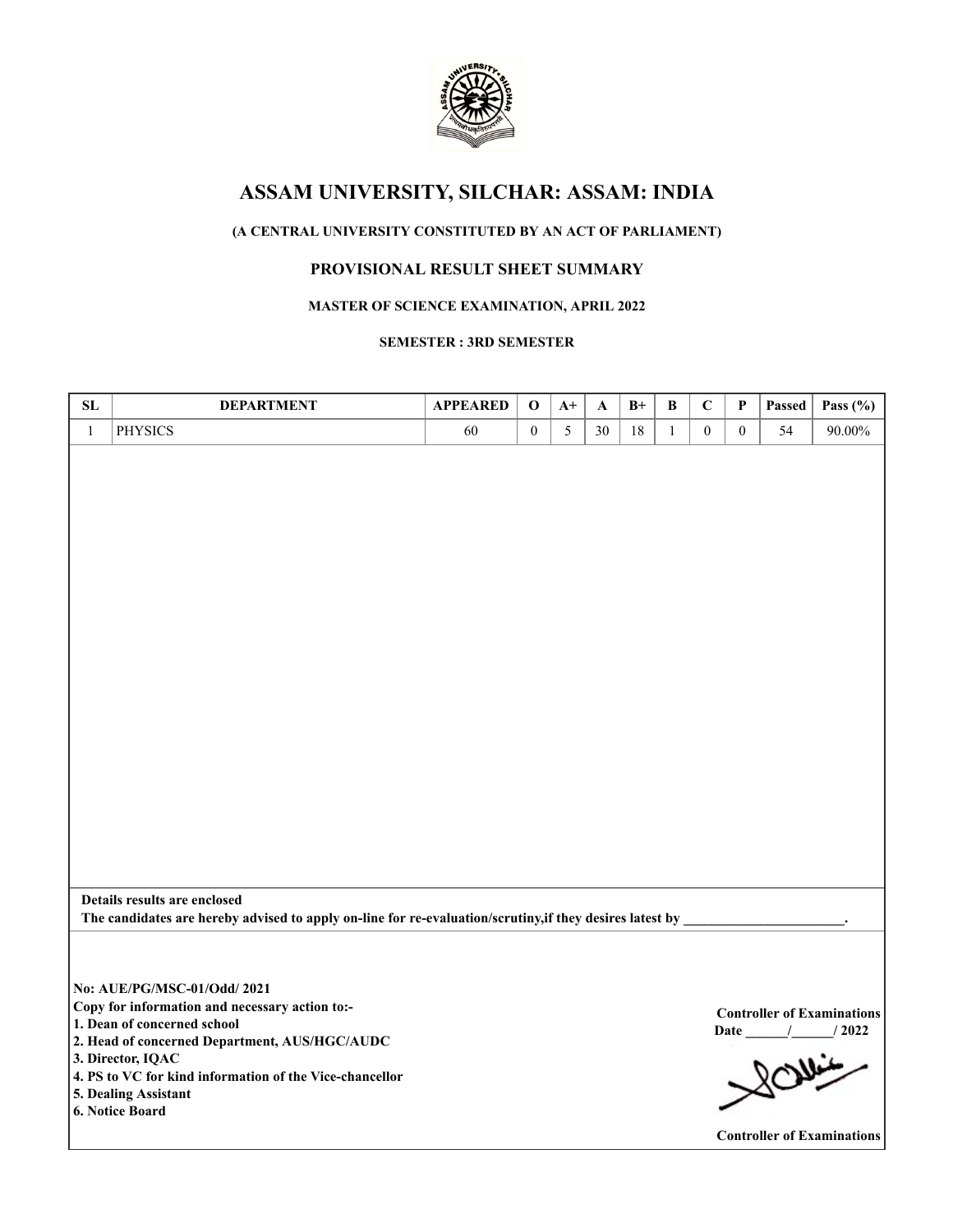# ASSAM UNIVERSITY, SILCHAR: ASSAM: INDIA

**(A CENTRAL UNIVERSITY CONSTITUTED BY AN ACT OF PARLIAMENT)**

## PROVISIONAL RESULT SHEET SUMMARY

**MASTER OF SCIENCE EXAMINATION, APRIL 2022**

**SEMESTER : 3RD SEMESTER**

| SL | DEPARTMENT | APPEARED | O | A+ | A | B+ | B | C | P | Passed | Pass (%) |
|---|---|---|---|---|---|---|---|---|---|---|---|
| 1 | PHYSICS | 60 | 0 | 5 | 30 | 18 | 1 | 0 | 0 | 54 | 90.00% |

**Details results are enclosed**

**The candidates are hereby advised to apply on-line for re-evaluation/scrutiny,if they desires latest by \_\_\_\_\_\_\_\_\_\_\_\_\_\_\_\_\_\_\_\_\_\_\_.**

**No: AUE/PG/MSC-01/Odd/ 2021**

**Copy for information and necessary action to:-**

**1. Dean of concerned school**
**2. Head of concerned Department, AUS/HGC/AUDC**
**3. Director, IQAC**
**4. PS to VC for kind information of the Vice-chancellor**
**5. Dealing Assistant**
**6. Notice Board**

**Controller of Examinations**

**Date \_\_\_\_\_\_/\_\_\_\_\_\_/ 2022**

**Controller of Examinations**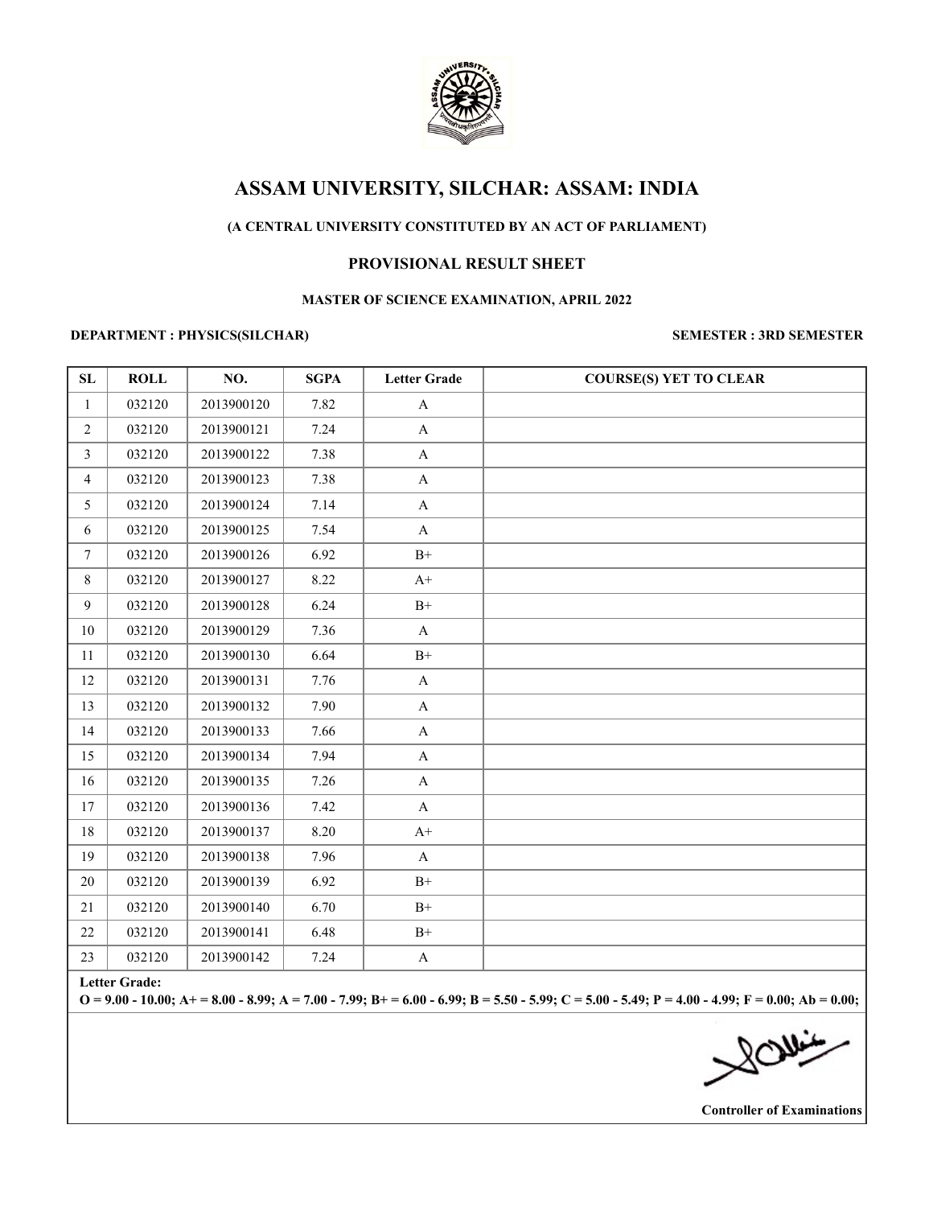# ASSAM UNIVERSITY, SILCHAR: ASSAM: INDIA

### (A CENTRAL UNIVERSITY CONSTITUTED BY AN ACT OF PARLIAMENT)

## PROVISIONAL RESULT SHEET

### MASTER OF SCIENCE EXAMINATION, APRIL 2022

**DEPARTMENT : PHYSICS(SILCHAR)** **SEMESTER : 3RD SEMESTER**

| SL | ROLL | NO. | SGPA | Letter Grade | COURSE(S) YET TO CLEAR |
|---|---|---|---|---|---|
| 1 | 032120 | 2013900120 | 7.82 | A | |
| 2 | 032120 | 2013900121 | 7.24 | A | |
| 3 | 032120 | 2013900122 | 7.38 | A | |
| 4 | 032120 | 2013900123 | 7.38 | A | |
| 5 | 032120 | 2013900124 | 7.14 | A | |
| 6 | 032120 | 2013900125 | 7.54 | A | |
| 7 | 032120 | 2013900126 | 6.92 | B+ | |
| 8 | 032120 | 2013900127 | 8.22 | A+ | |
| 9 | 032120 | 2013900128 | 6.24 | B+ | |
| 10 | 032120 | 2013900129 | 7.36 | A | |
| 11 | 032120 | 2013900130 | 6.64 | B+ | |
| 12 | 032120 | 2013900131 | 7.76 | A | |
| 13 | 032120 | 2013900132 | 7.90 | A | |
| 14 | 032120 | 2013900133 | 7.66 | A | |
| 15 | 032120 | 2013900134 | 7.94 | A | |
| 16 | 032120 | 2013900135 | 7.26 | A | |
| 17 | 032120 | 2013900136 | 7.42 | A | |
| 18 | 032120 | 2013900137 | 8.20 | A+ | |
| 19 | 032120 | 2013900138 | 7.96 | A | |
| 20 | 032120 | 2013900139 | 6.92 | B+ | |
| 21 | 032120 | 2013900140 | 6.70 | B+ | |
| 22 | 032120 | 2013900141 | 6.48 | B+ | |
| 23 | 032120 | 2013900142 | 7.24 | A | |

**Letter Grade:**
**O = 9.00 - 10.00; A+ = 8.00 - 8.99; A = 7.00 - 7.99; B+ = 6.00 - 6.99; B = 5.50 - 5.99; C = 5.00 - 5.49; P = 4.00 - 4.99; F = 0.00; Ab = 0.00;**

**Controller of Examinations**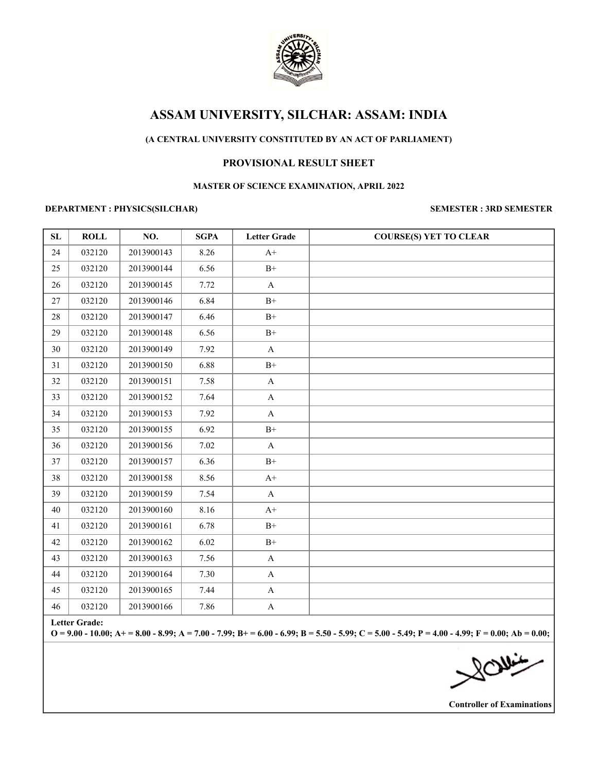# ASSAM UNIVERSITY, SILCHAR: ASSAM: INDIA

**(A CENTRAL UNIVERSITY CONSTITUTED BY AN ACT OF PARLIAMENT)**

## PROVISIONAL RESULT SHEET

**MASTER OF SCIENCE EXAMINATION, APRIL 2022**

**DEPARTMENT : PHYSICS(SILCHAR)** **SEMESTER : 3RD SEMESTER**

| SL | ROLL | NO. | SGPA | Letter Grade | COURSE(S) YET TO CLEAR |
|---|---|---|---|---|---|
| 24 | 032120 | 2013900143 | 8.26 | A+ | |
| 25 | 032120 | 2013900144 | 6.56 | B+ | |
| 26 | 032120 | 2013900145 | 7.72 | A | |
| 27 | 032120 | 2013900146 | 6.84 | B+ | |
| 28 | 032120 | 2013900147 | 6.46 | B+ | |
| 29 | 032120 | 2013900148 | 6.56 | B+ | |
| 30 | 032120 | 2013900149 | 7.92 | A | |
| 31 | 032120 | 2013900150 | 6.88 | B+ | |
| 32 | 032120 | 2013900151 | 7.58 | A | |
| 33 | 032120 | 2013900152 | 7.64 | A | |
| 34 | 032120 | 2013900153 | 7.92 | A | |
| 35 | 032120 | 2013900155 | 6.92 | B+ | |
| 36 | 032120 | 2013900156 | 7.02 | A | |
| 37 | 032120 | 2013900157 | 6.36 | B+ | |
| 38 | 032120 | 2013900158 | 8.56 | A+ | |
| 39 | 032120 | 2013900159 | 7.54 | A | |
| 40 | 032120 | 2013900160 | 8.16 | A+ | |
| 41 | 032120 | 2013900161 | 6.78 | B+ | |
| 42 | 032120 | 2013900162 | 6.02 | B+ | |
| 43 | 032120 | 2013900163 | 7.56 | A | |
| 44 | 032120 | 2013900164 | 7.30 | A | |
| 45 | 032120 | 2013900165 | 7.44 | A | |
| 46 | 032120 | 2013900166 | 7.86 | A | |

**Letter Grade:**
**O = 9.00 - 10.00; A+ = 8.00 - 8.99; A = 7.00 - 7.99; B+ = 6.00 - 6.99; B = 5.50 - 5.99; C = 5.00 - 5.49; P = 4.00 - 4.99; F = 0.00; Ab = 0.00;**

**Controller of Examinations**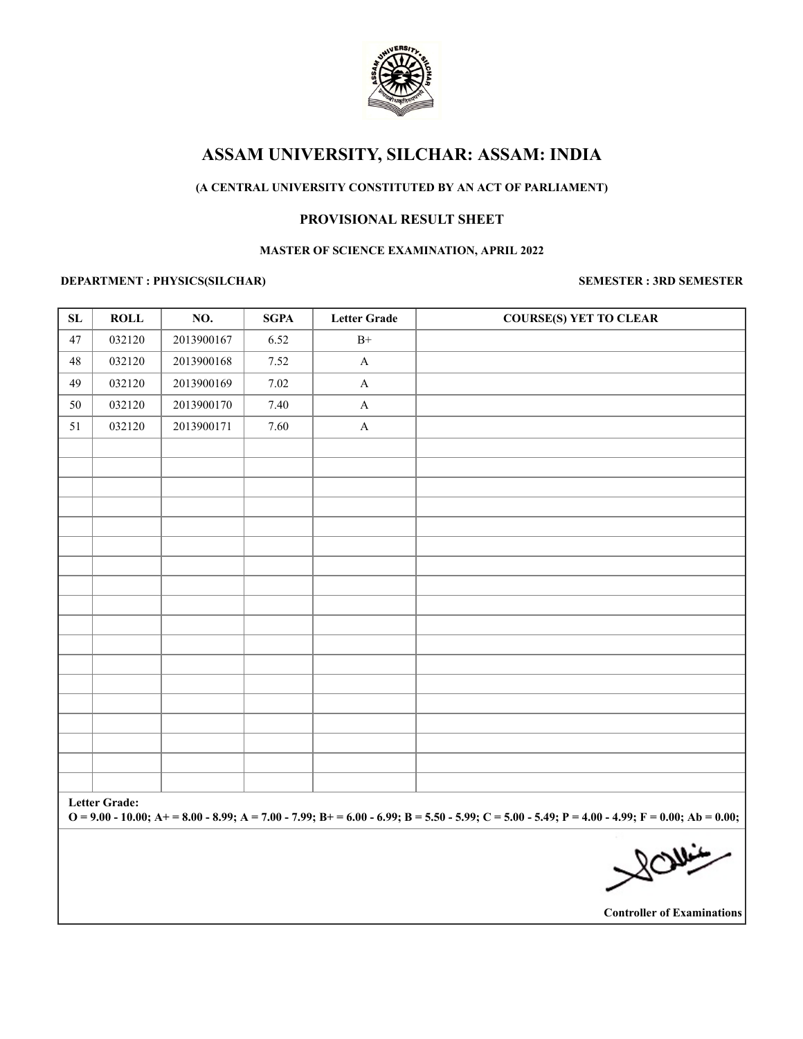# ASSAM UNIVERSITY, SILCHAR: ASSAM: INDIA

**(A CENTRAL UNIVERSITY CONSTITUTED BY AN ACT OF PARLIAMENT)**

## PROVISIONAL RESULT SHEET

**MASTER OF SCIENCE EXAMINATION, APRIL 2022**

**DEPARTMENT : PHYSICS(SILCHAR)** **SEMESTER : 3RD SEMESTER**

| SL | ROLL | NO. | SGPA | Letter Grade | COURSE(S) YET TO CLEAR |
|---|---|---|---|---|---|
| 47 | 032120 | 2013900167 | 6.52 | B+ | |
| 48 | 032120 | 2013900168 | 7.52 | A | |
| 49 | 032120 | 2013900169 | 7.02 | A | |
| 50 | 032120 | 2013900170 | 7.40 | A | |
| 51 | 032120 | 2013900171 | 7.60 | A | |

**Letter Grade:**
**O = 9.00 - 10.00; A+ = 8.00 - 8.99; A = 7.00 - 7.99; B+ = 6.00 - 6.99; B = 5.50 - 5.99; C = 5.00 - 5.49; P = 4.00 - 4.99; F = 0.00; Ab = 0.00;**

**Controller of Examinations**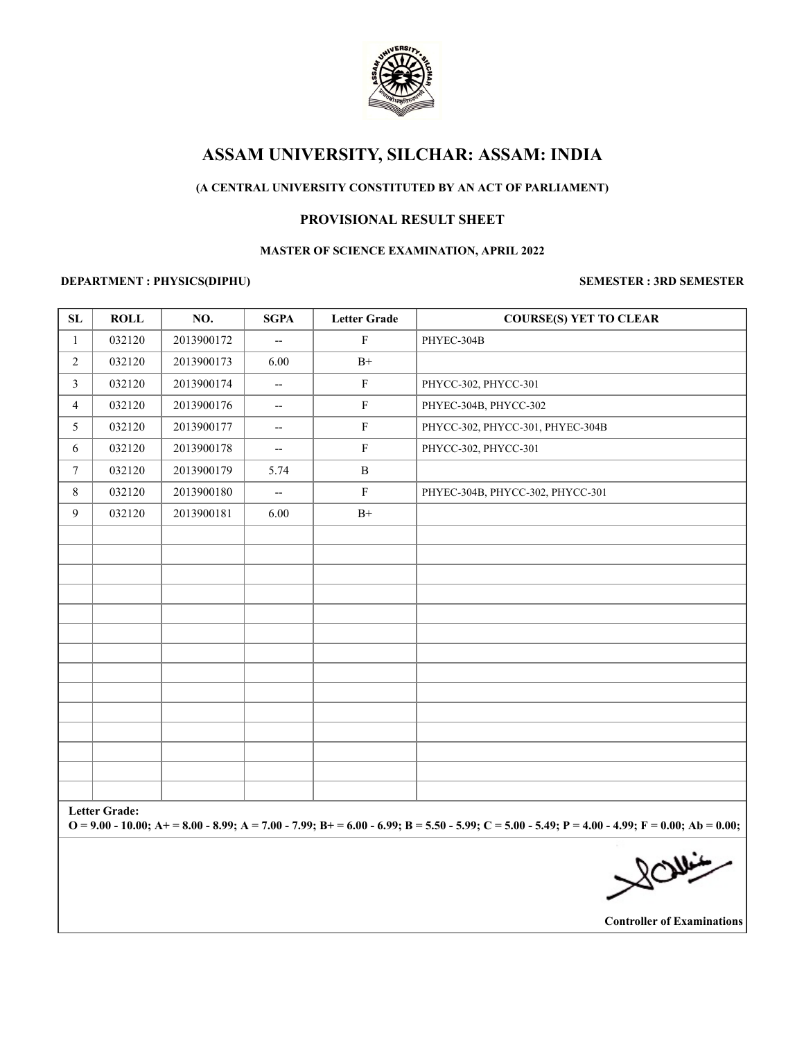# ASSAM UNIVERSITY, SILCHAR: ASSAM: INDIA

**(A CENTRAL UNIVERSITY CONSTITUTED BY AN ACT OF PARLIAMENT)**

## PROVISIONAL RESULT SHEET

**MASTER OF SCIENCE EXAMINATION, APRIL 2022**

**DEPARTMENT : PHYSICS(DIPHU)** | **SEMESTER : 3RD SEMESTER**

| SL | ROLL | NO. | SGPA | Letter Grade | COURSE(S) YET TO CLEAR |
|---|---|---|---|---|---|
| 1 | 032120 | 2013900172 | -- | F | PHYEC-304B |
| 2 | 032120 | 2013900173 | 6.00 | B+ | |
| 3 | 032120 | 2013900174 | -- | F | PHYCC-302, PHYCC-301 |
| 4 | 032120 | 2013900176 | -- | F | PHYEC-304B, PHYCC-302 |
| 5 | 032120 | 2013900177 | -- | F | PHYCC-302, PHYCC-301, PHYEC-304B |
| 6 | 032120 | 2013900178 | -- | F | PHYCC-302, PHYCC-301 |
| 7 | 032120 | 2013900179 | 5.74 | B | |
| 8 | 032120 | 2013900180 | -- | F | PHYEC-304B, PHYCC-302, PHYCC-301 |
| 9 | 032120 | 2013900181 | 6.00 | B+ | |

**Letter Grade:**
**O = 9.00 - 10.00; A+ = 8.00 - 8.99; A = 7.00 - 7.99; B+ = 6.00 - 6.99; B = 5.50 - 5.99; C = 5.00 - 5.49; P = 4.00 - 4.99; F = 0.00; Ab = 0.00;**

**Controller of Examinations**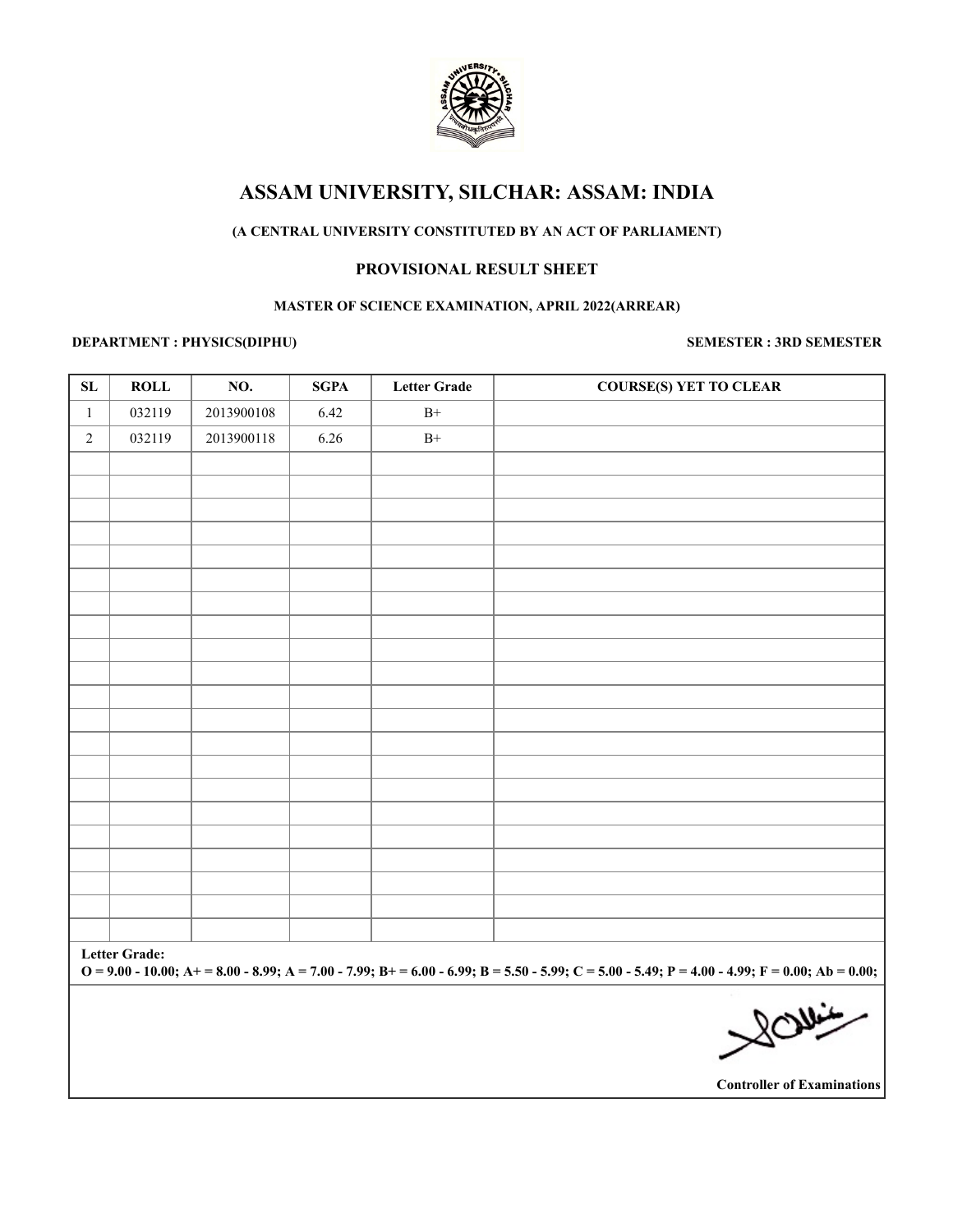# ASSAM UNIVERSITY, SILCHAR: ASSAM: INDIA

**(A CENTRAL UNIVERSITY CONSTITUTED BY AN ACT OF PARLIAMENT)**

**PROVISIONAL RESULT SHEET**

**MASTER OF SCIENCE EXAMINATION, APRIL 2022(ARREAR)**

**DEPARTMENT : PHYSICS(DIPHU)** **SEMESTER : 3RD SEMESTER**

| SL | ROLL | NO. | SGPA | Letter Grade | COURSE(S) YET TO CLEAR |
|---|---|---|---|---|---|
| 1 | 032119 | 2013900108 | 6.42 | B+ | |
| 2 | 032119 | 2013900118 | 6.26 | B+ | |

**Letter Grade:**
**O = 9.00 - 10.00; A+ = 8.00 - 8.99; A = 7.00 - 7.99; B+ = 6.00 - 6.99; B = 5.50 - 5.99; C = 5.00 - 5.49; P = 4.00 - 4.99; F = 0.00; Ab = 0.00;**

**Controller of Examinations**